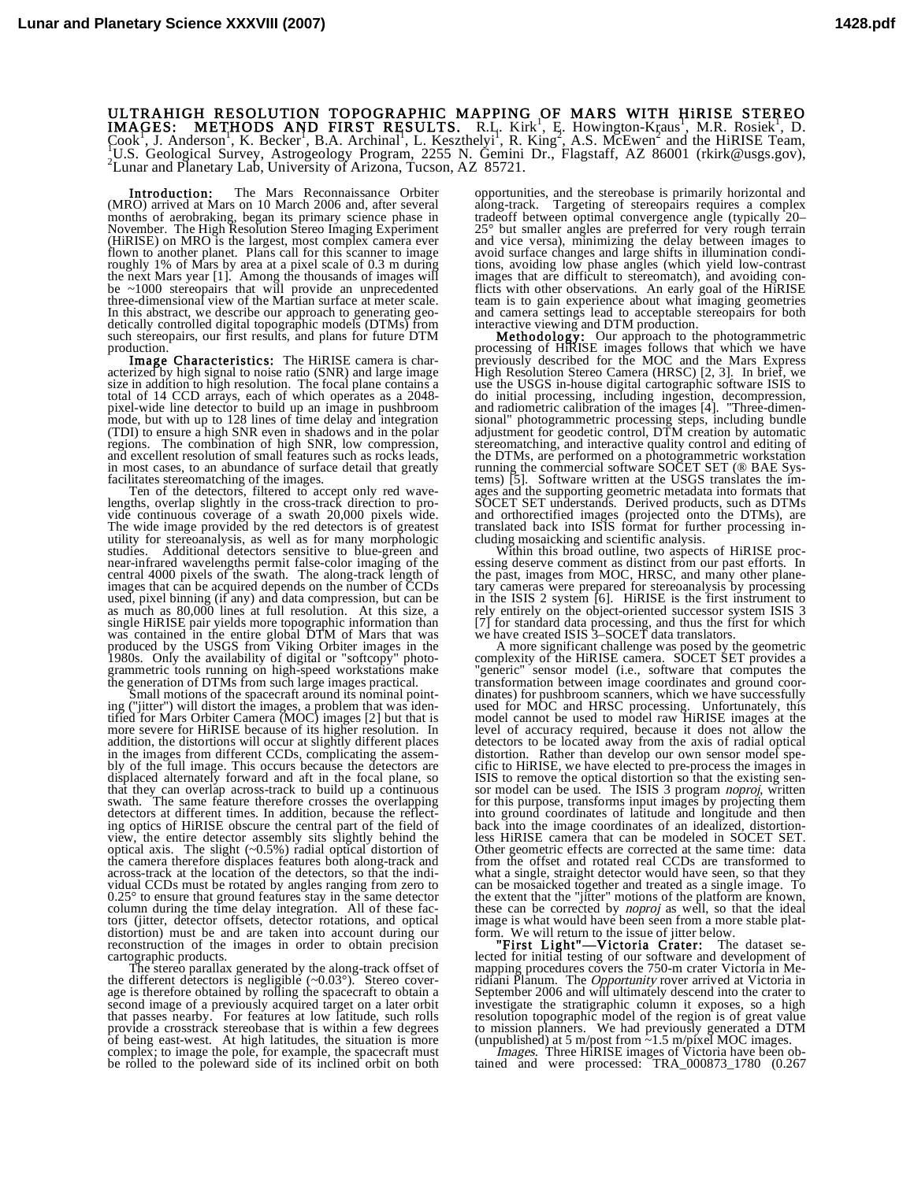# ULTRAHIGH RESOLUTION TOPOGRAPHIC MAPPING OF MARS WITH HiRISE STEREO IMAGES: METHODS AND FIRST RESULTS.

R.L. Kirk[1], E. Howington-Kraus[1], M.R. Rosiek[1], D. Cook[1], J. Anderson[1], K. Becker[1], B.A. Archinal[1], L. Keszthelyi[1], R. King[2], A.S. McEwen[2] and the HiRISE Team, [1]U.S. Geological Survey, Astrogeology Program, 2255 N. Gemini Dr., Flagstaff, AZ 86001 (rkirk@usgs.gov), [2]Lunar and Planetary Lab, University of Arizona, Tucson, AZ 85721.

**Introduction:** The Mars Reconnaissance Orbiter (MRO) arrived at Mars on 10 March 2006 and, after several months of aerobraking, began its primary science phase in November. The High Resolution Stereo Imaging Experiment (HiRISE) on MRO is the largest, most complex camera ever flown to another planet. Plans call for this scanner to image roughly 1% of Mars by area at a pixel scale of 0.3 m during the next Mars year [1]. Among the thousands of images will be ~1000 stereopairs that will provide an unprecedented three-dimensional view of the Martian surface at meter scale. In this abstract, we describe our approach to generating geodetically controlled digital topographic models (DTMs) from such stereopairs, our first results, and plans for future DTM production.

**Image Characteristics:** The HiRISE camera is characterized by high signal to noise ratio (SNR) and large image size in addition to high resolution. The focal plane contains a total of 14 CCD arrays, each of which operates as a 2048-pixel-wide line detector to build up an image in pushbroom mode, but with up to 128 lines of time delay and integration (TDI) to ensure a high SNR even in shadows and in the polar regions. The combination of high SNR, low compression, and excellent resolution of small features such as rocks leads, in most cases, to an abundance of surface detail that greatly facilitates stereomatching of the images.

Ten of the detectors, filtered to accept only red wavelengths, overlap slightly in the cross-track direction to provide continuous coverage of a swath 20,000 pixels wide. The wide image provided by the red detectors is of greatest utility for stereoanalysis, as well as for many morphologic studies. Additional detectors sensitive to blue-green and near-infrared wavelengths permit false-color imaging of the central 4000 pixels of the swath. The along-track length of images that can be acquired depends on the number of CCDs used, pixel binning (if any) and data compression, but can be as much as 80,000 lines at full resolution. At this size, a single HiRISE pair yields more topographic information than was contained in the entire global DTM of Mars that was produced by the USGS from Viking Orbiter images in the 1980s. Only the availability of digital or "softcopy" photogrammetric tools running on high-speed workstations make the generation of DTMs from such large images practical.

Small motions of the spacecraft around its nominal pointing ("jitter") will distort the images, a problem that was identified for Mars Orbiter Camera (MOC) images [2] but that is more severe for HiRISE because of its higher resolution. In addition, the distortions will occur at slightly different places in the images from different CCDs, complicating the assembly of the full image. This occurs because the detectors are displaced alternately forward and aft in the focal plane, so that they can overlap across-track to build up a continuous swath. The same feature therefore crosses the overlapping detectors at different times. In addition, because the reflecting optics of HiRISE obscure the central part of the field of view, the entire detector assembly sits slightly behind the optical axis. The slight (~0.5%) radial optical distortion of the camera therefore displaces features both along-track and across-track at the location of the detectors, so that the individual CCDs must be rotated by angles ranging from zero to 0.25° to ensure that ground features stay in the same detector column during the time delay integration. All of these factors (jitter, detector offsets, detector rotations, and optical distortion) must be and are taken into account during our reconstruction of the images in order to obtain precision cartographic products.

The stereo parallax generated by the along-track offset of the different detectors is negligible (~0.03°). Stereo coverage is therefore obtained by rolling the spacecraft to obtain a second image of a previously acquired target on a later orbit that passes nearby. For features at low latitude, such rolls provide a crosstrack stereobase that is within a few degrees of being east-west. At high latitudes, the situation is more complex; to image the pole, for example, the spacecraft must be rolled to the poleward side of its inclined orbit on both opportunities, and the stereobase is primarily horizontal and along-track. Targeting of stereopairs requires a complex tradeoff between optimal convergence angle (typically 20–25° but smaller angles are preferred for very rough terrain and vice versa), minimizing the delay between images to avoid surface changes and large shifts in illumination conditions, avoiding low phase angles (which yield low-contrast images that are difficult to stereomatch), and avoiding conflicts with other observations. An early goal of the HiRISE team is to gain experience about what imaging geometries and camera settings lead to acceptable stereopairs for both interactive viewing and DTM production.

**Methodology:** Our approach to the photogrammetric processing of HiRISE images follows that which we have previously described for the MOC and the Mars Express High Resolution Stereo Camera (HRSC) [2, 3]. In brief, we use the USGS in-house digital cartographic software ISIS to do initial processing, including ingestion, decompression, and radiometric calibration of the images [4]. "Three-dimensional" photogrammetric processing steps, including bundle adjustment for geodetic control, DTM creation by automatic stereomatching, and interactive quality control and editing of the DTMs, are performed on a photogrammetric workstation running the commercial software SOCET SET (® BAE Systems) [5]. Software written at the USGS translates the images and the supporting geometric metadata into formats that SOCET SET understands. Derived products, such as DTMs and orthorectified images (projected onto the DTMs), are translated back into ISIS format for further processing including mosaicking and scientific analysis.

Within this broad outline, two aspects of HiRISE processing deserve comment as distinct from our past efforts. In the past, images from MOC, HRSC, and many other planetary cameras were prepared for stereoanalysis by processing in the ISIS 2 system [6]. HiRISE is the first instrument to rely entirely on the object-oriented successor system ISIS 3 [7] for standard data processing, and thus the first for which we have created ISIS 3–SOCET data translators.

A more significant challenge was posed by the geometric complexity of the HiRISE camera. SOCET SET provides a "generic" sensor model (i.e., software that computes the transformation between image coordinates and ground coordinates) for pushbroom scanners, which we have successfully used for MOC and HRSC processing. Unfortunately, this model cannot be used to model raw HiRISE images at the level of accuracy required, because it does not allow the detectors to be located away from the axis of radial optical distortion. Rather than develop our own sensor model specific to HiRISE, we have elected to pre-process the images in ISIS to remove the optical distortion so that the existing sensor model can be used. The ISIS 3 program *noproj*, written for this purpose, transforms input images by projecting them into ground coordinates of latitude and longitude and then back into the image coordinates of an idealized, distortionless HiRISE camera that can be modeled in SOCET SET. Other geometric effects are corrected at the same time: data from the offset and rotated real CCDs are transformed to what a single, straight detector would have seen, so that they can be mosaicked together and treated as a single image. To the extent that the "jitter" motions of the platform are known, these can be corrected by *noproj* as well, so that the ideal image is what would have been seen from a more stable platform. We will return to the issue of jitter below.

**"First Light"—Victoria Crater:** The dataset selected for initial testing of our software and development of mapping procedures covers the 750-m crater Victoria in Meridiani Planum. The *Opportunity* rover arrived at Victoria in September 2006 and will ultimately descend into the crater to investigate the stratigraphic column it exposes, so a high resolution topographic model of the region is of great value to mission planners. We had previously generated a DTM (unpublished) at 5 m/post from ~1.5 m/pixel MOC images.

*Images.* Three HiRISE images of Victoria have been obtained and were processed: TRA_000873_1780 (0.267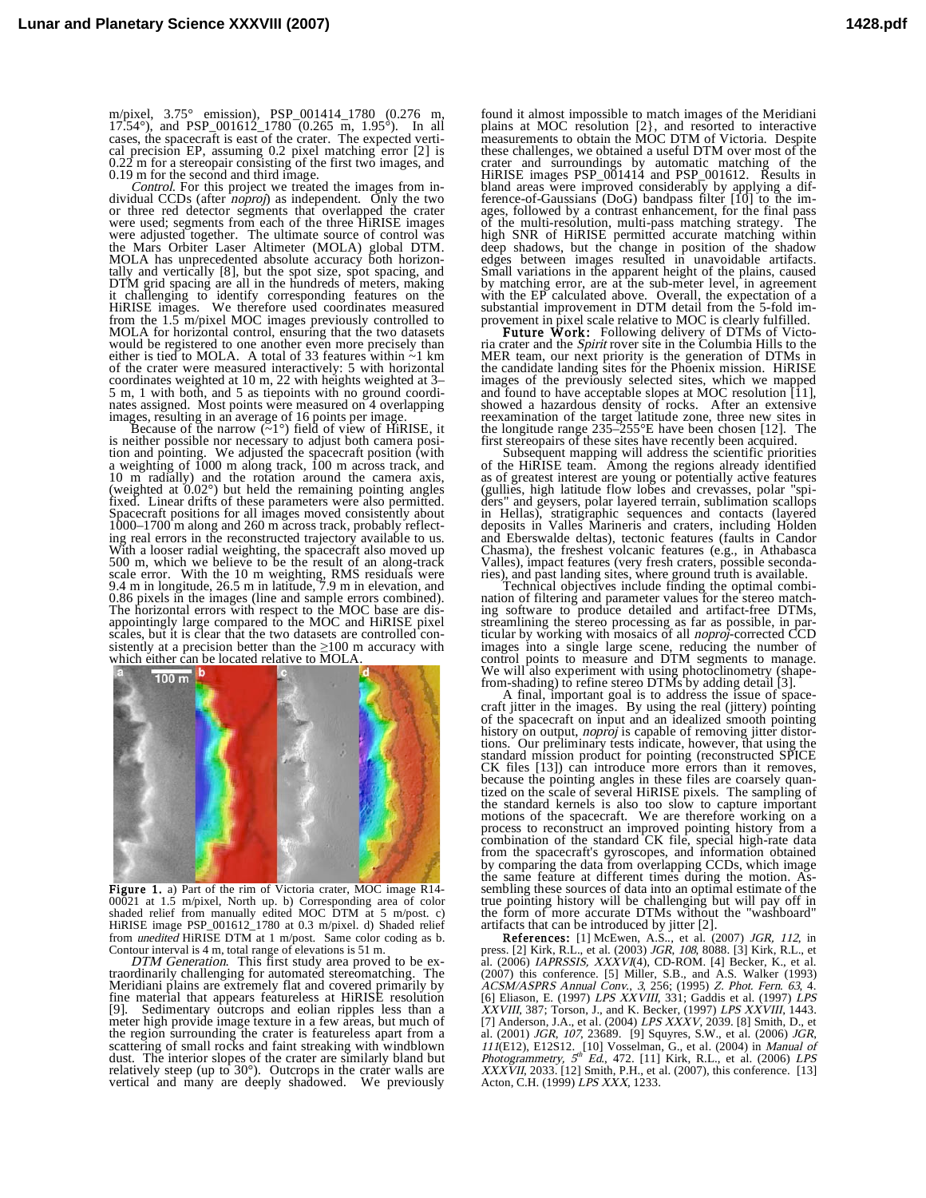m/pixel, 3.75° emission), PSP_001414_1780 (0.276 m, 17.54°), and PSP_001612_1780 (0.265 m, 1.95°). In all cases, the spacecraft is east of the crater. The expected vertical precision EP, assuming 0.2 pixel matching error [2] is 0.22 m for a stereopair consisting of the first two images, and 0.19 m for the second and third image.

*Control*. For this project we treated the images from individual CCDs (after *noproj*) as independent. Only the two or three red detector segments that overlapped the crater were used; segments from each of the three HiRISE images were adjusted together. The ultimate source of control was the Mars Orbiter Laser Altimeter (MOLA) global DTM. MOLA has unprecedented absolute accuracy both horizontally and vertically [8], but the spot size, spot spacing, and DTM grid spacing are all in the hundreds of meters, making it challenging to identify corresponding features on the HiRISE images. We therefore used coordinates measured from the 1.5 m/pixel MOC images previously controlled to MOLA for horizontal control, ensuring that the two datasets would be registered to one another even more precisely than either is tied to MOLA. A total of 33 features within ~1 km of the crater were measured interactively: 5 with horizontal coordinates weighted at 10 m, 22 with heights weighted at 3–5 m, 1 with both, and 5 as tiepoints with no ground coordinates assigned. Most points were measured on 4 overlapping images, resulting in an average of 16 points per image.

Because of the narrow (~1°) field of view of HiRISE, it is neither possible nor necessary to adjust both camera position and pointing. We adjusted the spacecraft position (with a weighting of 1000 m along track, 100 m across track, and 10 m radially) and the rotation around the camera axis, (weighted at 0.02°) but held the remaining pointing angles fixed. Linear drifts of these parameters were also permitted. Spacecraft positions for all images moved consistently about 1000–1700 m along and 260 m across track, probably reflecting real errors in the reconstructed trajectory available to us. With a looser radial weighting, the spacecraft also moved up 500 m, which we believe to be the result of an along-track scale error. With the 10 m weighting, RMS residuals were 9.4 m in longitude, 26.5 m in latitude, 7.9 m in elevation, and 0.86 pixels in the images (line and sample errors combined). The horizontal errors with respect to the MOC base are disappointingly large compared to the MOC and HiRISE pixel scales, but it is clear that the two datasets are controlled consistently at a precision better than the ≥100 m accuracy with which either can be located relative to MOLA.

a
100 m
b
c
d

**Figure 1.** a) Part of the rim of Victoria crater, MOC image R14-00021 at 1.5 m/pixel, North up. b) Corresponding area of color shaded relief from manually edited MOC DTM at 5 m/post. c) HiRISE image PSP_001612_1780 at 0.3 m/pixel. d) Shaded relief from *unedited* HiRISE DTM at 1 m/post. Same color coding as b. Contour interval is 4 m, total range of elevations is 51 m.

*DTM Generation*. This first study area proved to be extraordinarily challenging for automated stereomatching. The Meridiani plains are extremely flat and covered primarily by fine material that appears featureless at HiRISE resolution [9]. Sedimentary outcrops and eolian ripples less than a meter high provide image texture in a few areas, but much of the region surrounding the crater is featureless apart from a scattering of small rocks and faint streaking with windblown dust. The interior slopes of the crater are similarly bland but relatively steep (up to 30°). Outcrops in the crater walls are vertical and many are deeply shadowed. We previously found it almost impossible to match images of the Meridiani plains at MOC resolution [2}, and resorted to interactive measurements to obtain the MOC DTM of Victoria. Despite these challenges, we obtained a useful DTM over most of the crater and surroundings by automatic matching of the HiRISE images PSP_001414 and PSP_001612. Results in bland areas were improved considerably by applying a difference-of-Gaussians (DoG) bandpass filter [10] to the images, followed by a contrast enhancement, for the final pass of the multi-resolution, multi-pass matching strategy. The high SNR of HiRISE permitted accurate matching within deep shadows, but the change in position of the shadow edges between images resulted in unavoidable artifacts. Small variations in the apparent height of the plains, caused by matching error, are at the sub-meter level, in agreement with the EP calculated above. Overall, the expectation of a substantial improvement in DTM detail from the 5-fold improvement in pixel scale relative to MOC is clearly fulfilled.

**Future Work:** Following delivery of DTMs of Victoria crater and the *Spirit* rover site in the Columbia Hills to the MER team, our next priority is the generation of DTMs in the candidate landing sites for the Phoenix mission. HiRISE images of the previously selected sites, which we mapped and found to have acceptable slopes at MOC resolution [11], showed a hazardous density of rocks. After an extensive reexamination of the target latitude zone, three new sites in the longitude range 235–255°E have been chosen [12]. The first stereopairs of these sites have recently been acquired.

Subsequent mapping will address the scientific priorities of the HiRISE team. Among the regions already identified as of greatest interest are young or potentially active features (gullies, high latitude flow lobes and crevasses, polar "spiders" and geysers, polar layered terrain, sublimation scallops in Hellas), stratigraphic sequences and contacts (layered deposits in Valles Marineris and craters, including Holden and Eberswalde deltas), tectonic features (faults in Candor Chasma), the freshest volcanic features (e.g., in Athabasca Valles), impact features (very fresh craters, possible secondaries), and past landing sites, where ground truth is available.

Technical objectives include finding the optimal combination of filtering and parameter values for the stereo matching software to produce detailed and artifact-free DTMs, streamlining the stereo processing as far as possible, in particular by working with mosaics of all *noproj*-corrected CCD images into a single large scene, reducing the number of control points to measure and DTM segments to manage. We will also experiment with using photoclinometry (shape-from-shading) to refine stereo DTMs by adding detail [3].

A final, important goal is to address the issue of spacecraft jitter in the images. By using the real (jittery) pointing of the spacecraft on input and an idealized smooth pointing history on output, *noproj* is capable of removing jitter distortions. Our preliminary tests indicate, however, that using the standard mission product for pointing (reconstructed SPICE CK files [13]) can introduce more errors than it removes, because the pointing angles in these files are coarsely quantized on the scale of several HiRISE pixels. The sampling of the standard kernels is also too slow to capture important motions of the spacecraft. We are therefore working on a process to reconstruct an improved pointing history from a combination of the standard CK file, special high-rate data from the spacecraft's gyroscopes, and information obtained by comparing the data from overlapping CCDs, which image the same feature at different times during the motion. Assembling these sources of data into an optimal estimate of the true pointing history will be challenging but will pay off in the form of more accurate DTMs without the "washboard" artifacts that can be introduced by jitter [2].

**References:** [1] McEwen, A.S., et al. (2007) *JGR, 112*, in press. [2] Kirk, R.L., et al. (2003) *JGR, 108*, 8088. [3] Kirk, R.L., et al. (2006) *IAPRSSIS, XXXVI*(4), CD-ROM. [4] Becker, K., et al. (2007) this conference. [5] Miller, S.B., and A.S. Walker (1993) *ACSM/ASPRS Annual Conv., 3*, 256; (1995) *Z. Phot. Fern. 63*, 4. [6] Eliason, E. (1997) *LPS XXVIII*, 331; Gaddis et al. (1997) *LPS XXVIII*, 387; Torson, J., and K. Becker, (1997) *LPS XXVIII*, 1443. [7] Anderson, J.A., et al. (2004) *LPS XXXV*, 2039. [8] Smith, D., et al. (2001) *JGR, 107*, 23689. [9] Squyres, S.W., et al. (2006) *JGR, 111*(E12), E12S12. [10] Vosselman, G., et al. (2004) in *Manual of Photogrammetry, 5th Ed.*, 472. [11] Kirk, R.L., et al. (2006) *LPS XXXVII*, 2033. [12] Smith, P.H., et al. (2007), this conference. [13] Acton, C.H. (1999) *LPS XXX*, 1233.